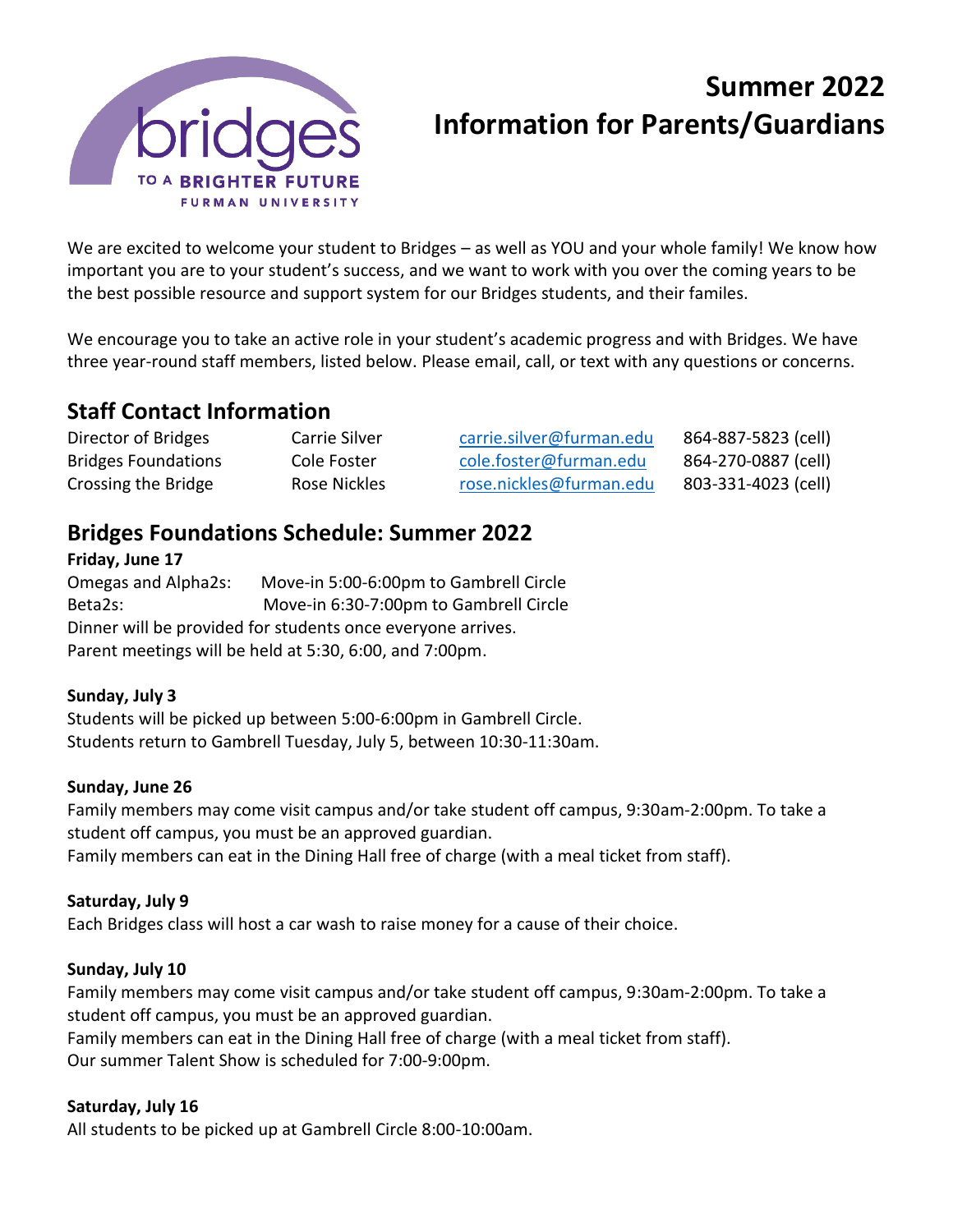bridges TO A BRIGHTER FUTURE FURMAN UNIVERSITY

# Summer 2022
# Information for Parents/Guardians

We are excited to welcome your student to Bridges – as well as YOU and your whole family! We know how important you are to your student's success, and we want to work with you over the coming years to be the best possible resource and support system for our Bridges students, and their familes.

We encourage you to take an active role in your student's academic progress and with Bridges. We have three year-round staff members, listed below. Please email, call, or text with any questions or concerns.

## Staff Contact Information

| | | | |
|---|---|---|---|
| Director of Bridges | Carrie Silver | carrie.silver@furman.edu | 864-887-5823 (cell) |
| Bridges Foundations | Cole Foster | cole.foster@furman.edu | 864-270-0887 (cell) |
| Crossing the Bridge | Rose Nickles | rose.nickles@furman.edu | 803-331-4023 (cell) |

## Bridges Foundations Schedule: Summer 2022

**Friday, June 17**

Omegas and Alpha2s: Move-in 5:00-6:00pm to Gambrell Circle
Beta2s: Move-in 6:30-7:00pm to Gambrell Circle
Dinner will be provided for students once everyone arrives.
Parent meetings will be held at 5:30, 6:00, and 7:00pm.

**Sunday, July 3**

Students will be picked up between 5:00-6:00pm in Gambrell Circle.
Students return to Gambrell Tuesday, July 5, between 10:30-11:30am.

**Sunday, June 26**

Family members may come visit campus and/or take student off campus, 9:30am-2:00pm. To take a student off campus, you must be an approved guardian.
Family members can eat in the Dining Hall free of charge (with a meal ticket from staff).

**Saturday, July 9**

Each Bridges class will host a car wash to raise money for a cause of their choice.

**Sunday, July 10**

Family members may come visit campus and/or take student off campus, 9:30am-2:00pm. To take a student off campus, you must be an approved guardian.
Family members can eat in the Dining Hall free of charge (with a meal ticket from staff).
Our summer Talent Show is scheduled for 7:00-9:00pm.

**Saturday, July 16**

All students to be picked up at Gambrell Circle 8:00-10:00am.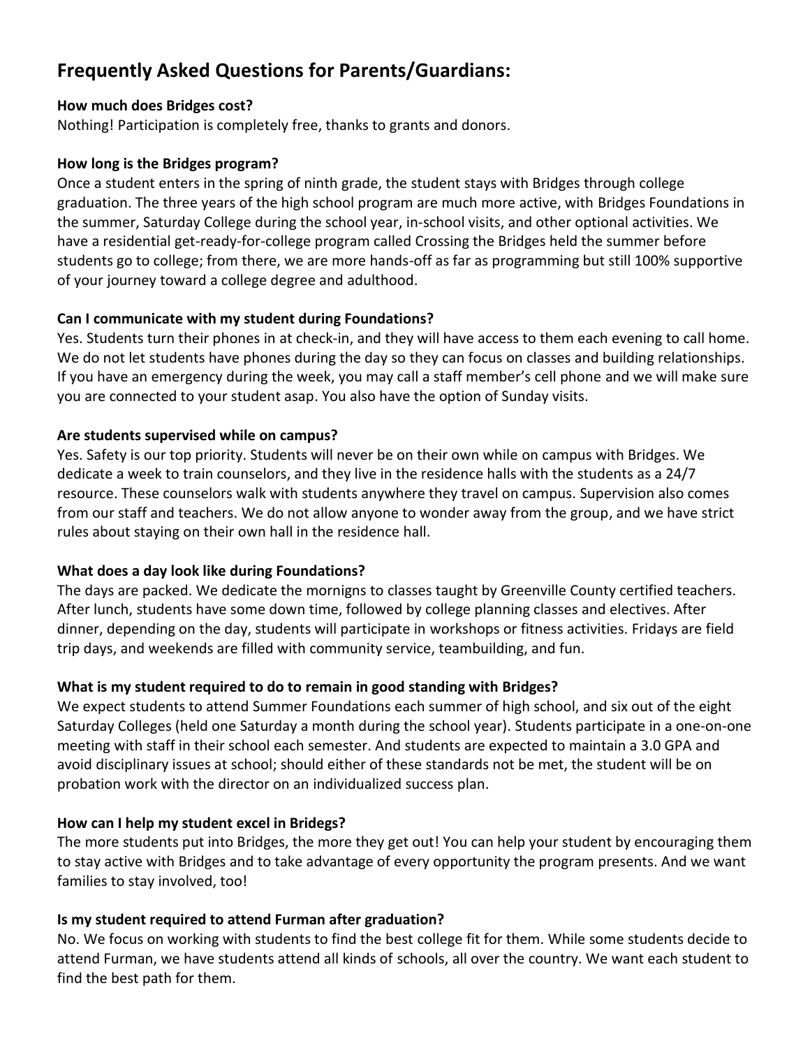## Frequently Asked Questions for Parents/Guardians:

**How much does Bridges cost?**

Nothing! Participation is completely free, thanks to grants and donors.

**How long is the Bridges program?**

Once a student enters in the spring of ninth grade, the student stays with Bridges through college graduation. The three years of the high school program are much more active, with Bridges Foundations in the summer, Saturday College during the school year, in-school visits, and other optional activities. We have a residential get-ready-for-college program called Crossing the Bridges held the summer before students go to college; from there, we are more hands-off as far as programming but still 100% supportive of your journey toward a college degree and adulthood.

**Can I communicate with my student during Foundations?**

Yes. Students turn their phones in at check-in, and they will have access to them each evening to call home. We do not let students have phones during the day so they can focus on classes and building relationships. If you have an emergency during the week, you may call a staff member's cell phone and we will make sure you are connected to your student asap. You also have the option of Sunday visits.

**Are students supervised while on campus?**

Yes. Safety is our top priority. Students will never be on their own while on campus with Bridges. We dedicate a week to train counselors, and they live in the residence halls with the students as a 24/7 resource. These counselors walk with students anywhere they travel on campus. Supervision also comes from our staff and teachers. We do not allow anyone to wonder away from the group, and we have strict rules about staying on their own hall in the residence hall.

**What does a day look like during Foundations?**

The days are packed. We dedicate the mornigns to classes taught by Greenville County certified teachers. After lunch, students have some down time, followed by college planning classes and electives. After dinner, depending on the day, students will participate in workshops or fitness activities. Fridays are field trip days, and weekends are filled with community service, teambuilding, and fun.

**What is my student required to do to remain in good standing with Bridges?**

We expect students to attend Summer Foundations each summer of high school, and six out of the eight Saturday Colleges (held one Saturday a month during the school year). Students participate in a one-on-one meeting with staff in their school each semester. And students are expected to maintain a 3.0 GPA and avoid disciplinary issues at school; should either of these standards not be met, the student will be on probation work with the director on an individualized success plan.

**How can I help my student excel in Bridegs?**

The more students put into Bridges, the more they get out! You can help your student by encouraging them to stay active with Bridges and to take advantage of every opportunity the program presents. And we want families to stay involved, too!

**Is my student required to attend Furman after graduation?**

No. We focus on working with students to find the best college fit for them. While some students decide to attend Furman, we have students attend all kinds of schools, all over the country. We want each student to find the best path for them.